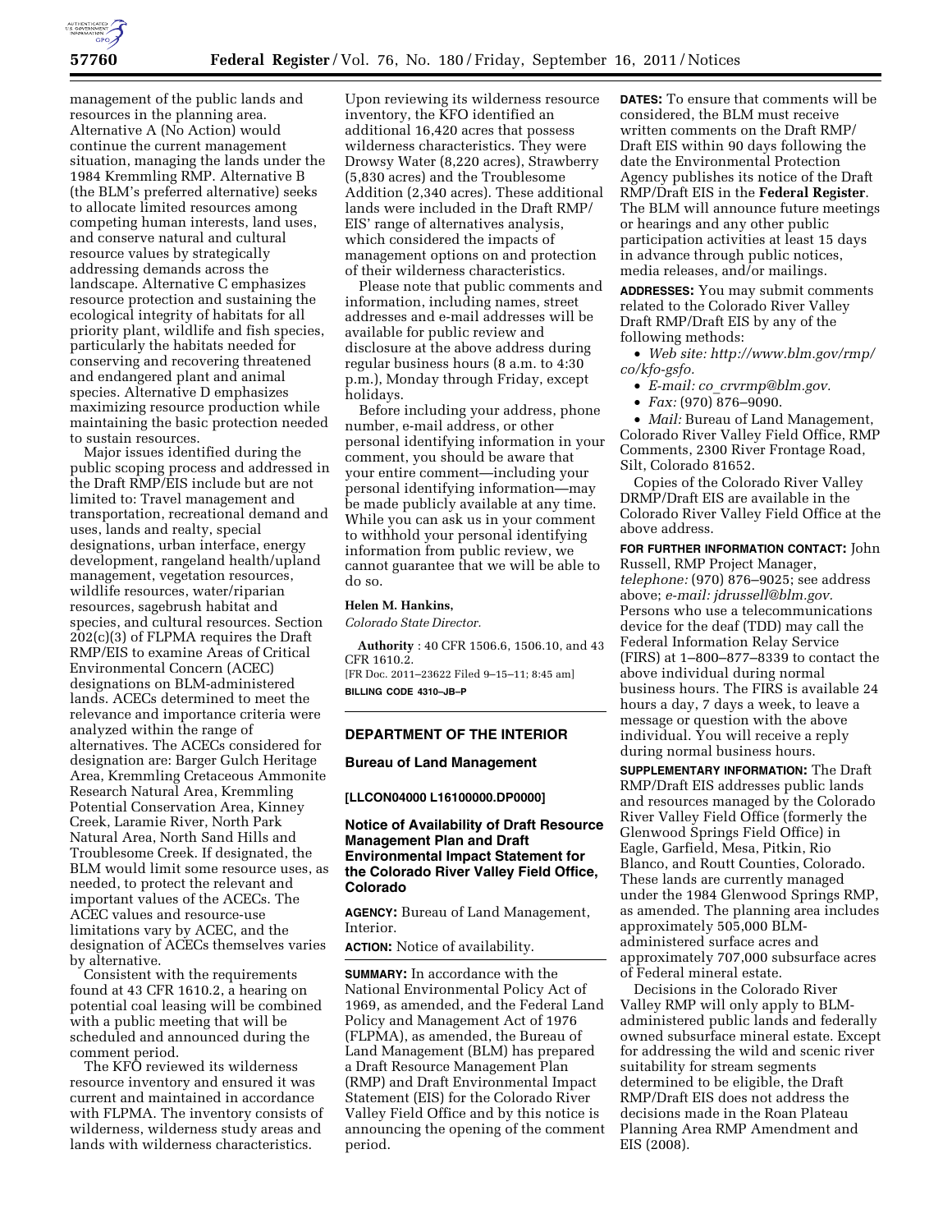management of the public lands and resources in the planning area. Alternative A (No Action) would continue the current management situation, managing the lands under the 1984 Kremmling RMP. Alternative B (the BLM's preferred alternative) seeks to allocate limited resources among competing human interests, land uses, and conserve natural and cultural resource values by strategically addressing demands across the landscape. Alternative C emphasizes resource protection and sustaining the ecological integrity of habitats for all priority plant, wildlife and fish species, particularly the habitats needed for conserving and recovering threatened and endangered plant and animal species. Alternative D emphasizes maximizing resource production while maintaining the basic protection needed to sustain resources.

Major issues identified during the public scoping process and addressed in the Draft RMP/EIS include but are not limited to: Travel management and transportation, recreational demand and uses, lands and realty, special designations, urban interface, energy development, rangeland health/upland management, vegetation resources, wildlife resources, water/riparian resources, sagebrush habitat and species, and cultural resources. Section 202(c)(3) of FLPMA requires the Draft RMP/EIS to examine Areas of Critical Environmental Concern (ACEC) designations on BLM-administered lands. ACECs determined to meet the relevance and importance criteria were analyzed within the range of alternatives. The ACECs considered for designation are: Barger Gulch Heritage Area, Kremmling Cretaceous Ammonite Research Natural Area, Kremmling Potential Conservation Area, Kinney Creek, Laramie River, North Park Natural Area, North Sand Hills and Troublesome Creek. If designated, the BLM would limit some resource uses, as needed, to protect the relevant and important values of the ACECs. The ACEC values and resource-use limitations vary by ACEC, and the designation of ACECs themselves varies by alternative.

Consistent with the requirements found at 43 CFR 1610.2, a hearing on potential coal leasing will be combined with a public meeting that will be scheduled and announced during the comment period.

The KFO reviewed its wilderness resource inventory and ensured it was current and maintained in accordance with FLPMA. The inventory consists of wilderness, wilderness study areas and lands with wilderness characteristics. Upon reviewing its wilderness resource inventory, the KFO identified an additional 16,420 acres that possess wilderness characteristics. They were Drowsy Water (8,220 acres), Strawberry (5,830 acres) and the Troublesome Addition (2,340 acres). These additional lands were included in the Draft RMP/EIS' range of alternatives analysis, which considered the impacts of management options on and protection of their wilderness characteristics.

Please note that public comments and information, including names, street addresses and e-mail addresses will be available for public review and disclosure at the above address during regular business hours (8 a.m. to 4:30 p.m.), Monday through Friday, except holidays.

Before including your address, phone number, e-mail address, or other personal identifying information in your comment, you should be aware that your entire comment—including your personal identifying information—may be made publicly available at any time. While you can ask us in your comment to withhold your personal identifying information from public review, we cannot guarantee that we will be able to do so.

**Helen M. Hankins,**

*Colorado State Director.*

**Authority** : 40 CFR 1506.6, 1506.10, and 43 CFR 1610.2.

[FR Doc. 2011–23622 Filed 9–15–11; 8:45 am]

**BILLING CODE 4310–JB–P**

---

## DEPARTMENT OF THE INTERIOR

### Bureau of Land Management

**[LLCON04000 L16100000.DP0000]**

### Notice of Availability of Draft Resource Management Plan and Draft Environmental Impact Statement for the Colorado River Valley Field Office, Colorado

**AGENCY:** Bureau of Land Management, Interior.

**ACTION:** Notice of availability.

**SUMMARY:** In accordance with the National Environmental Policy Act of 1969, as amended, and the Federal Land Policy and Management Act of 1976 (FLPMA), as amended, the Bureau of Land Management (BLM) has prepared a Draft Resource Management Plan (RMP) and Draft Environmental Impact Statement (EIS) for the Colorado River Valley Field Office and by this notice is announcing the opening of the comment period.

**DATES:** To ensure that comments will be considered, the BLM must receive written comments on the Draft RMP/Draft EIS within 90 days following the date the Environmental Protection Agency publishes its notice of the Draft RMP/Draft EIS in the **Federal Register**. The BLM will announce future meetings or hearings and any other public participation activities at least 15 days in advance through public notices, media releases, and/or mailings.

**ADDRESSES:** You may submit comments related to the Colorado River Valley Draft RMP/Draft EIS by any of the following methods:

- *Web site: http://www.blm.gov/rmp/co/kfo-gsfo.*
- *E-mail: co_crvrmp@blm.gov.*
- *Fax:* (970) 876–9090.
- *Mail:* Bureau of Land Management, Colorado River Valley Field Office, RMP Comments, 2300 River Frontage Road, Silt, Colorado 81652.

Copies of the Colorado River Valley DRMP/Draft EIS are available in the Colorado River Valley Field Office at the above address.

**FOR FURTHER INFORMATION CONTACT:** John Russell, RMP Project Manager, *telephone:* (970) 876–9025; see address above; *e-mail: jdrussell@blm.gov.* Persons who use a telecommunications device for the deaf (TDD) may call the Federal Information Relay Service (FIRS) at 1–800–877–8339 to contact the above individual during normal business hours. The FIRS is available 24 hours a day, 7 days a week, to leave a message or question with the above individual. You will receive a reply during normal business hours.

**SUPPLEMENTARY INFORMATION:** The Draft RMP/Draft EIS addresses public lands and resources managed by the Colorado River Valley Field Office (formerly the Glenwood Springs Field Office) in Eagle, Garfield, Mesa, Pitkin, Rio Blanco, and Routt Counties, Colorado. These lands are currently managed under the 1984 Glenwood Springs RMP, as amended. The planning area includes approximately 505,000 BLM-administered surface acres and approximately 707,000 subsurface acres of Federal mineral estate.

Decisions in the Colorado River Valley RMP will only apply to BLM-administered public lands and federally owned subsurface mineral estate. Except for addressing the wild and scenic river suitability for stream segments determined to be eligible, the Draft RMP/Draft EIS does not address the decisions made in the Roan Plateau Planning Area RMP Amendment and EIS (2008).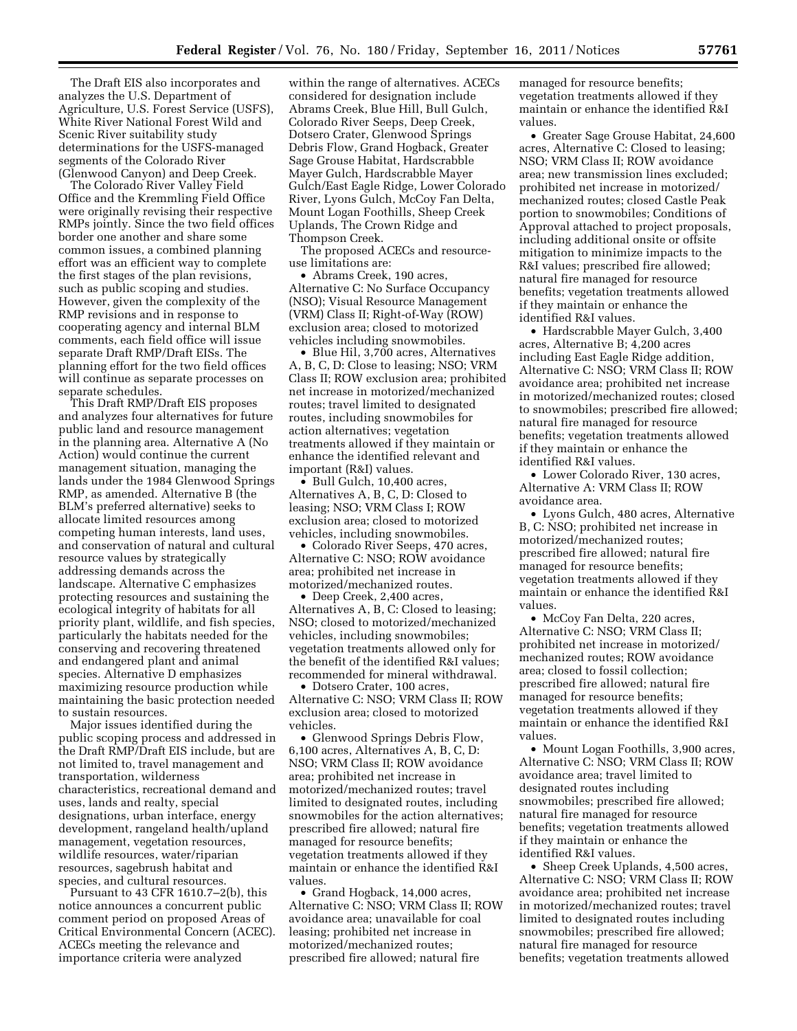The Draft EIS also incorporates and analyzes the U.S. Department of Agriculture, U.S. Forest Service (USFS), White River National Forest Wild and Scenic River suitability study determinations for the USFS-managed segments of the Colorado River (Glenwood Canyon) and Deep Creek.

The Colorado River Valley Field Office and the Kremmling Field Office were originally revising their respective RMPs jointly. Since the two field offices border one another and share some common issues, a combined planning effort was an efficient way to complete the first stages of the plan revisions, such as public scoping and studies. However, given the complexity of the RMP revisions and in response to cooperating agency and internal BLM comments, each field office will issue separate Draft RMP/Draft EISs. The planning effort for the two field offices will continue as separate processes on separate schedules.

This Draft RMP/Draft EIS proposes and analyzes four alternatives for future public land and resource management in the planning area. Alternative A (No Action) would continue the current management situation, managing the lands under the 1984 Glenwood Springs RMP, as amended. Alternative B (the BLM's preferred alternative) seeks to allocate limited resources among competing human interests, land uses, and conservation of natural and cultural resource values by strategically addressing demands across the landscape. Alternative C emphasizes protecting resources and sustaining the ecological integrity of habitats for all priority plant, wildlife, and fish species, particularly the habitats needed for the conserving and recovering threatened and endangered plant and animal species. Alternative D emphasizes maximizing resource production while maintaining the basic protection needed to sustain resources.

Major issues identified during the public scoping process and addressed in the Draft RMP/Draft EIS include, but are not limited to, travel management and transportation, wilderness characteristics, recreational demand and uses, lands and realty, special designations, urban interface, energy development, rangeland health/upland management, vegetation resources, wildlife resources, water/riparian resources, sagebrush habitat and species, and cultural resources.

Pursuant to 43 CFR 1610.7–2(b), this notice announces a concurrent public comment period on proposed Areas of Critical Environmental Concern (ACEC). ACECs meeting the relevance and importance criteria were analyzed within the range of alternatives. ACECs considered for designation include Abrams Creek, Blue Hill, Bull Gulch, Colorado River Seeps, Deep Creek, Dotsero Crater, Glenwood Springs Debris Flow, Grand Hogback, Greater Sage Grouse Habitat, Hardscrabble Mayer Gulch, Hardscrabble Mayer Gulch/East Eagle Ridge, Lower Colorado River, Lyons Gulch, McCoy Fan Delta, Mount Logan Foothills, Sheep Creek Uplands, The Crown Ridge and Thompson Creek.

The proposed ACECs and resource-use limitations are:

- Abrams Creek, 190 acres, Alternative C: No Surface Occupancy (NSO); Visual Resource Management (VRM) Class II; Right-of-Way (ROW) exclusion area; closed to motorized vehicles including snowmobiles.
- Blue Hil, 3,700 acres, Alternatives A, B, C, D: Close to leasing; NSO; VRM Class II; ROW exclusion area; prohibited net increase in motorized/mechanized routes; travel limited to designated routes, including snowmobiles for action alternatives; vegetation treatments allowed if they maintain or enhance the identified relevant and important (R&I) values.
- Bull Gulch, 10,400 acres, Alternatives A, B, C, D: Closed to leasing; NSO; VRM Class I; ROW exclusion area; closed to motorized vehicles, including snowmobiles.
- Colorado River Seeps, 470 acres, Alternative C: NSO; ROW avoidance area; prohibited net increase in motorized/mechanized routes.
- Deep Creek, 2,400 acres, Alternatives A, B, C: Closed to leasing; NSO; closed to motorized/mechanized vehicles, including snowmobiles; vegetation treatments allowed only for the benefit of the identified R&I values; recommended for mineral withdrawal.
- Dotsero Crater, 100 acres, Alternative C: NSO; VRM Class II; ROW exclusion area; closed to motorized vehicles.
- Glenwood Springs Debris Flow, 6,100 acres, Alternatives A, B, C, D: NSO; VRM Class II; ROW avoidance area; prohibited net increase in motorized/mechanized routes; travel limited to designated routes, including snowmobiles for the action alternatives; prescribed fire allowed; natural fire managed for resource benefits; vegetation treatments allowed if they maintain or enhance the identified R&I values.
- Grand Hogback, 14,000 acres, Alternative C: NSO; VRM Class II; ROW avoidance area; unavailable for coal leasing; prohibited net increase in motorized/mechanized routes; prescribed fire allowed; natural fire managed for resource benefits; vegetation treatments allowed if they maintain or enhance the identified R&I values.
- Greater Sage Grouse Habitat, 24,600 acres, Alternative C: Closed to leasing; NSO; VRM Class II; ROW avoidance area; new transmission lines excluded; prohibited net increase in motorized/mechanized routes; closed Castle Peak portion to snowmobiles; Conditions of Approval attached to project proposals, including additional onsite or offsite mitigation to minimize impacts to the R&I values; prescribed fire allowed; natural fire managed for resource benefits; vegetation treatments allowed if they maintain or enhance the identified R&I values.
- Hardscrabble Mayer Gulch, 3,400 acres, Alternative B; 4,200 acres including East Eagle Ridge addition, Alternative C: NSO; VRM Class II; ROW avoidance area; prohibited net increase in motorized/mechanized routes; closed to snowmobiles; prescribed fire allowed; natural fire managed for resource benefits; vegetation treatments allowed if they maintain or enhance the identified R&I values.
- Lower Colorado River, 130 acres, Alternative A: VRM Class II; ROW avoidance area.
- Lyons Gulch, 480 acres, Alternative B, C: NSO; prohibited net increase in motorized/mechanized routes; prescribed fire allowed; natural fire managed for resource benefits; vegetation treatments allowed if they maintain or enhance the identified R&I values.
- McCoy Fan Delta, 220 acres, Alternative C: NSO; VRM Class II; prohibited net increase in motorized/mechanized routes; ROW avoidance area; closed to fossil collection; prescribed fire allowed; natural fire managed for resource benefits; vegetation treatments allowed if they maintain or enhance the identified R&I values.
- Mount Logan Foothills, 3,900 acres, Alternative C: NSO; VRM Class II; ROW avoidance area; travel limited to designated routes including snowmobiles; prescribed fire allowed; natural fire managed for resource benefits; vegetation treatments allowed if they maintain or enhance the identified R&I values.
- Sheep Creek Uplands, 4,500 acres, Alternative C: NSO; VRM Class II; ROW avoidance area; prohibited net increase in motorized/mechanized routes; travel limited to designated routes including snowmobiles; prescribed fire allowed; natural fire managed for resource benefits; vegetation treatments allowed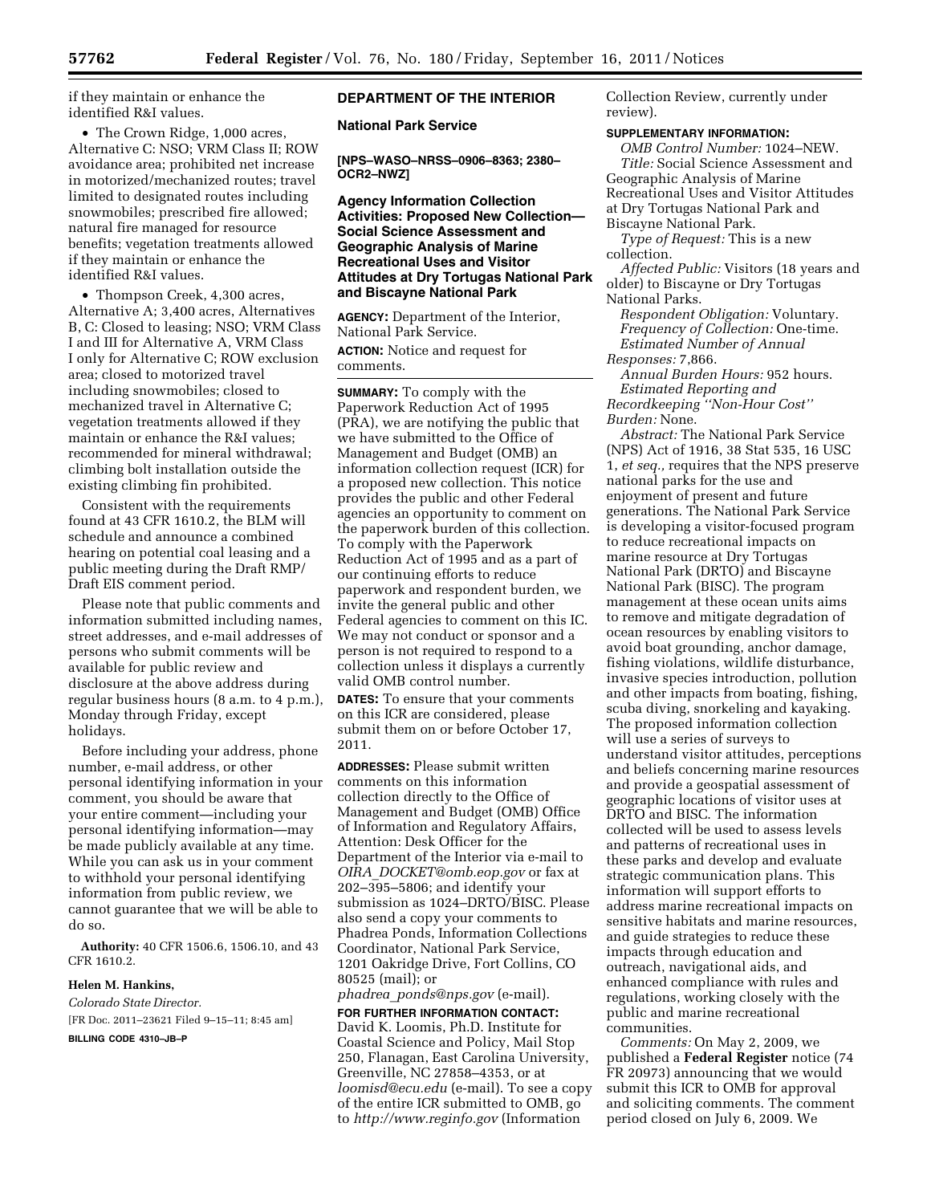if they maintain or enhance the identified R&I values.

- The Crown Ridge, 1,000 acres, Alternative C: NSO; VRM Class II; ROW avoidance area; prohibited net increase in motorized/mechanized routes; travel limited to designated routes including snowmobiles; prescribed fire allowed; natural fire managed for resource benefits; vegetation treatments allowed if they maintain or enhance the identified R&I values.

- Thompson Creek, 4,300 acres, Alternative A; 3,400 acres, Alternatives B, C: Closed to leasing; NSO; VRM Class I and III for Alternative A, VRM Class I only for Alternative C; ROW exclusion area; closed to motorized travel including snowmobiles; closed to mechanized travel in Alternative C; vegetation treatments allowed if they maintain or enhance the R&I values; recommended for mineral withdrawal; climbing bolt installation outside the existing climbing fin prohibited.

Consistent with the requirements found at 43 CFR 1610.2, the BLM will schedule and announce a combined hearing on potential coal leasing and a public meeting during the Draft RMP/Draft EIS comment period.

Please note that public comments and information submitted including names, street addresses, and e-mail addresses of persons who submit comments will be available for public review and disclosure at the above address during regular business hours (8 a.m. to 4 p.m.), Monday through Friday, except holidays.

Before including your address, phone number, e-mail address, or other personal identifying information in your comment, you should be aware that your entire comment—including your personal identifying information—may be made publicly available at any time. While you can ask us in your comment to withhold your personal identifying information from public review, we cannot guarantee that we will be able to do so.

**Authority:** 40 CFR 1506.6, 1506.10, and 43 CFR 1610.2.

**Helen M. Hankins,**

*Colorado State Director.*

[FR Doc. 2011–23621 Filed 9–15–11; 8:45 am]

**BILLING CODE 4310–JB–P**

## DEPARTMENT OF THE INTERIOR

### National Park Service

**[NPS–WASO–NRSS–0906–8363; 2380–OCR2–NWZ]**

### Agency Information Collection Activities: Proposed New Collection—Social Science Assessment and Geographic Analysis of Marine Recreational Uses and Visitor Attitudes at Dry Tortugas National Park and Biscayne National Park

**AGENCY:** Department of the Interior, National Park Service.

**ACTION:** Notice and request for comments.

**SUMMARY:** To comply with the Paperwork Reduction Act of 1995 (PRA), we are notifying the public that we have submitted to the Office of Management and Budget (OMB) an information collection request (ICR) for a proposed new collection. This notice provides the public and other Federal agencies an opportunity to comment on the paperwork burden of this collection. To comply with the Paperwork Reduction Act of 1995 and as a part of our continuing efforts to reduce paperwork and respondent burden, we invite the general public and other Federal agencies to comment on this IC. We may not conduct or sponsor and a person is not required to respond to a collection unless it displays a currently valid OMB control number.

**DATES:** To ensure that your comments on this ICR are considered, please submit them on or before October 17, 2011.

**ADDRESSES:** Please submit written comments on this information collection directly to the Office of Management and Budget (OMB) Office of Information and Regulatory Affairs, Attention: Desk Officer for the Department of the Interior via e-mail to *OIRA_DOCKET@omb.eop.gov* or fax at 202–395–5806; and identify your submission as 1024–DRTO/BISC. Please also send a copy your comments to Phadrea Ponds, Information Collections Coordinator, National Park Service, 1201 Oakridge Drive, Fort Collins, CO 80525 (mail); or *phadrea_ponds@nps.gov* (e-mail).

**FOR FURTHER INFORMATION CONTACT:** David K. Loomis, Ph.D. Institute for Coastal Science and Policy, Mail Stop 250, Flanagan, East Carolina University, Greenville, NC 27858–4353, or at *loomisd@ecu.edu* (e-mail). To see a copy of the entire ICR submitted to OMB, go to *http://www.reginfo.gov* (Information Collection Review, currently under review).

**SUPPLEMENTARY INFORMATION:**

*OMB Control Number:* 1024–NEW.

*Title:* Social Science Assessment and Geographic Analysis of Marine Recreational Uses and Visitor Attitudes at Dry Tortugas National Park and Biscayne National Park.

*Type of Request:* This is a new collection.

*Affected Public:* Visitors (18 years and older) to Biscayne or Dry Tortugas National Parks.

*Respondent Obligation:* Voluntary.

*Frequency of Collection:* One-time.

*Estimated Number of Annual Responses:* 7,866.

*Annual Burden Hours:* 952 hours.

*Estimated Reporting and Recordkeeping "Non-Hour Cost" Burden:* None.

*Abstract:* The National Park Service (NPS) Act of 1916, 38 Stat 535, 16 USC 1, *et seq.,* requires that the NPS preserve national parks for the use and enjoyment of present and future generations. The National Park Service is developing a visitor-focused program to reduce recreational impacts on marine resource at Dry Tortugas National Park (DRTO) and Biscayne National Park (BISC). The program management at these ocean units aims to remove and mitigate degradation of ocean resources by enabling visitors to avoid boat grounding, anchor damage, fishing violations, wildlife disturbance, invasive species introduction, pollution and other impacts from boating, fishing, scuba diving, snorkeling and kayaking. The proposed information collection will use a series of surveys to understand visitor attitudes, perceptions and beliefs concerning marine resources and provide a geospatial assessment of geographic locations of visitor uses at DRTO and BISC. The information collected will be used to assess levels and patterns of recreational uses in these parks and develop and evaluate strategic communication plans. This information will support efforts to address marine recreational impacts on sensitive habitats and marine resources, and guide strategies to reduce these impacts through education and outreach, navigational aids, and enhanced compliance with rules and regulations, working closely with the public and marine recreational communities.

*Comments:* On May 2, 2009, we published a **Federal Register** notice (74 FR 20973) announcing that we would submit this ICR to OMB for approval and soliciting comments. The comment period closed on July 6, 2009. We